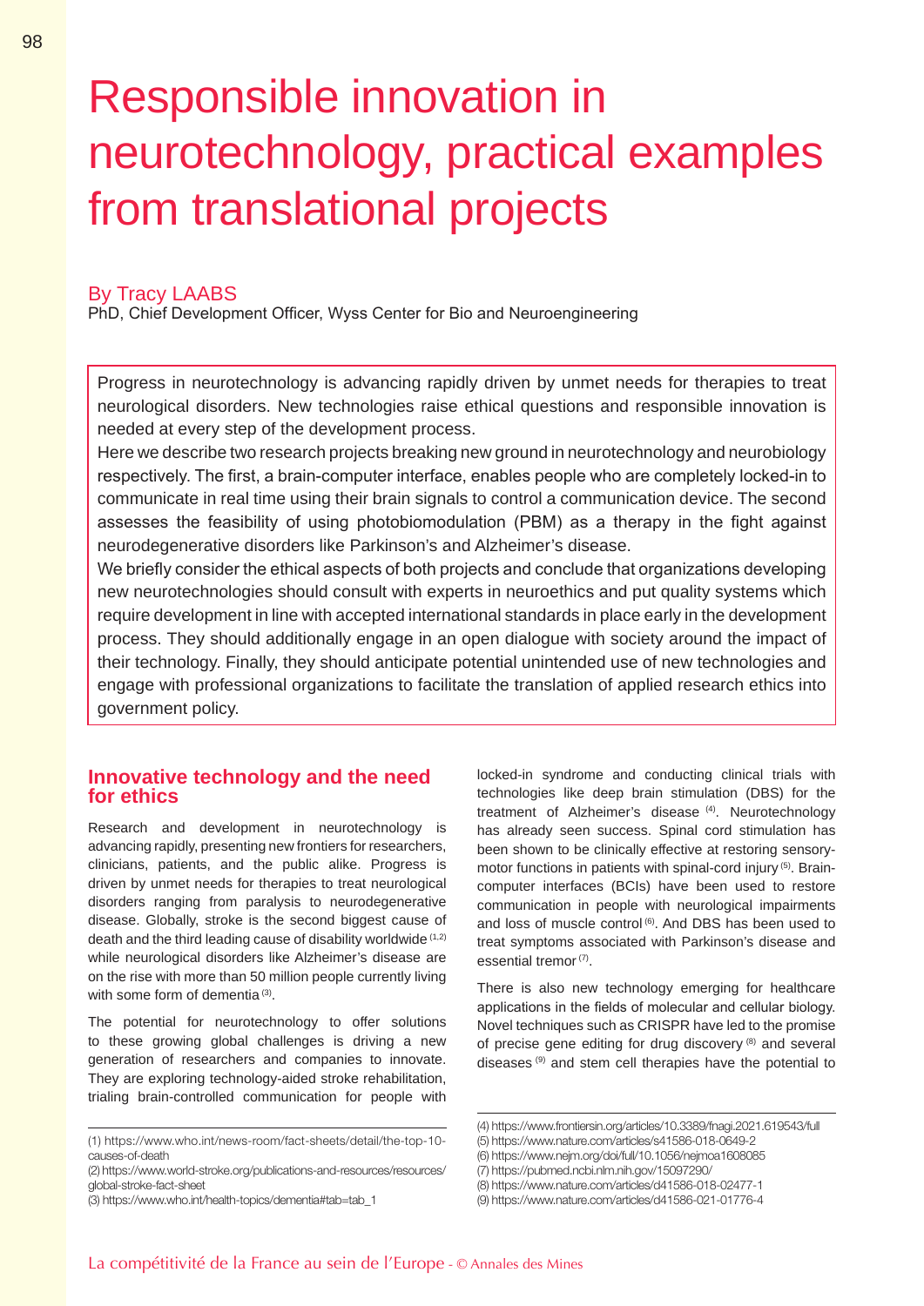# Responsible innovation in neurotechnology, practical examples from translational projects

By Tracy LAABS
PhD, Chief Development Officer, Wyss Center for Bio and Neuroengineering

Progress in neurotechnology is advancing rapidly driven by unmet needs for therapies to treat neurological disorders. New technologies raise ethical questions and responsible innovation is needed at every step of the development process.

Here we describe two research projects breaking new ground in neurotechnology and neurobiology respectively. The first, a brain-computer interface, enables people who are completely locked-in to communicate in real time using their brain signals to control a communication device. The second assesses the feasibility of using photobiomodulation (PBM) as a therapy in the fight against neurodegenerative disorders like Parkinson's and Alzheimer's disease.

We briefly consider the ethical aspects of both projects and conclude that organizations developing new neurotechnologies should consult with experts in neuroethics and put quality systems which require development in line with accepted international standards in place early in the development process. They should additionally engage in an open dialogue with society around the impact of their technology. Finally, they should anticipate potential unintended use of new technologies and engage with professional organizations to facilitate the translation of applied research ethics into government policy.

## Innovative technology and the need for ethics

Research and development in neurotechnology is advancing rapidly, presenting new frontiers for researchers, clinicians, patients, and the public alike. Progress is driven by unmet needs for therapies to treat neurological disorders ranging from paralysis to neurodegenerative disease. Globally, stroke is the second biggest cause of death and the third leading cause of disability worldwide [1,2] while neurological disorders like Alzheimer's disease are on the rise with more than 50 million people currently living with some form of dementia [3].

The potential for neurotechnology to offer solutions to these growing global challenges is driving a new generation of researchers and companies to innovate. They are exploring technology-aided stroke rehabilitation, trialing brain-controlled communication for people with locked-in syndrome and conducting clinical trials with technologies like deep brain stimulation (DBS) for the treatment of Alzheimer's disease [4]. Neurotechnology has already seen success. Spinal cord stimulation has been shown to be clinically effective at restoring sensory-motor functions in patients with spinal-cord injury [5]. Brain-computer interfaces (BCIs) have been used to restore communication in people with neurological impairments and loss of muscle control [6]. And DBS has been used to treat symptoms associated with Parkinson's disease and essential tremor [7].

There is also new technology emerging for healthcare applications in the fields of molecular and cellular biology. Novel techniques such as CRISPR have led to the promise of precise gene editing for drug discovery [8] and several diseases [9] and stem cell therapies have the potential to

(1) https://www.who.int/news-room/fact-sheets/detail/the-top-10-causes-of-death
(2) https://www.world-stroke.org/publications-and-resources/resources/global-stroke-fact-sheet
(3) https://www.who.int/health-topics/dementia#tab=tab_1
(4) https://www.frontiersin.org/articles/10.3389/fnagi.2021.619543/full
(5) https://www.nature.com/articles/s41586-018-0649-2
(6) https://www.nejm.org/doi/full/10.1056/nejmoa1608085
(7) https://pubmed.ncbi.nlm.nih.gov/15097290/
(8) https://www.nature.com/articles/d41586-018-02477-1
(9) https://www.nature.com/articles/d41586-021-01776-4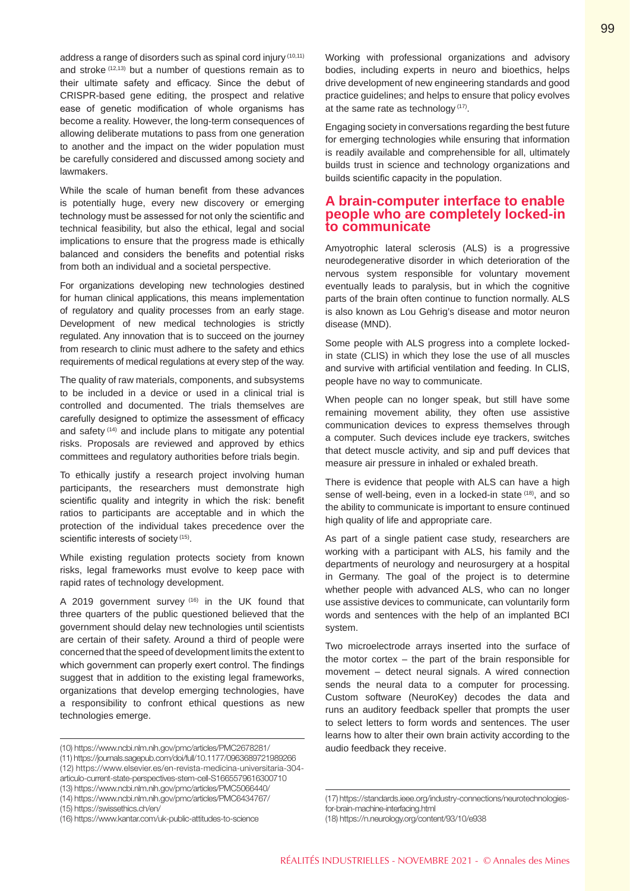address a range of disorders such as spinal cord injury [10,11] and stroke [12,13] but a number of questions remain as to their ultimate safety and efficacy. Since the debut of CRISPR-based gene editing, the prospect and relative ease of genetic modification of whole organisms has become a reality. However, the long-term consequences of allowing deliberate mutations to pass from one generation to another and the impact on the wider population must be carefully considered and discussed among society and lawmakers.

While the scale of human benefit from these advances is potentially huge, every new discovery or emerging technology must be assessed for not only the scientific and technical feasibility, but also the ethical, legal and social implications to ensure that the progress made is ethically balanced and considers the benefits and potential risks from both an individual and a societal perspective.

For organizations developing new technologies destined for human clinical applications, this means implementation of regulatory and quality processes from an early stage. Development of new medical technologies is strictly regulated. Any innovation that is to succeed on the journey from research to clinic must adhere to the safety and ethics requirements of medical regulations at every step of the way.

The quality of raw materials, components, and subsystems to be included in a device or used in a clinical trial is controlled and documented. The trials themselves are carefully designed to optimize the assessment of efficacy and safety [14] and include plans to mitigate any potential risks. Proposals are reviewed and approved by ethics committees and regulatory authorities before trials begin.

To ethically justify a research project involving human participants, the researchers must demonstrate high scientific quality and integrity in which the risk: benefit ratios to participants are acceptable and in which the protection of the individual takes precedence over the scientific interests of society [15].

While existing regulation protects society from known risks, legal frameworks must evolve to keep pace with rapid rates of technology development.

A 2019 government survey [16] in the UK found that three quarters of the public questioned believed that the government should delay new technologies until scientists are certain of their safety. Around a third of people were concerned that the speed of development limits the extent to which government can properly exert control. The findings suggest that in addition to the existing legal frameworks, organizations that develop emerging technologies, have a responsibility to confront ethical questions as new technologies emerge.

Working with professional organizations and advisory bodies, including experts in neuro and bioethics, helps drive development of new engineering standards and good practice guidelines; and helps to ensure that policy evolves at the same rate as technology [17].

Engaging society in conversations regarding the best future for emerging technologies while ensuring that information is readily available and comprehensible for all, ultimately builds trust in science and technology organizations and builds scientific capacity in the population.

## A brain-computer interface to enable people who are completely locked-in to communicate

Amyotrophic lateral sclerosis (ALS) is a progressive neurodegenerative disorder in which deterioration of the nervous system responsible for voluntary movement eventually leads to paralysis, but in which the cognitive parts of the brain often continue to function normally. ALS is also known as Lou Gehrig's disease and motor neuron disease (MND).

Some people with ALS progress into a complete locked-in state (CLIS) in which they lose the use of all muscles and survive with artificial ventilation and feeding. In CLIS, people have no way to communicate.

When people can no longer speak, but still have some remaining movement ability, they often use assistive communication devices to express themselves through a computer. Such devices include eye trackers, switches that detect muscle activity, and sip and puff devices that measure air pressure in inhaled or exhaled breath.

There is evidence that people with ALS can have a high sense of well-being, even in a locked-in state [18], and so the ability to communicate is important to ensure continued high quality of life and appropriate care.

As part of a single patient case study, researchers are working with a participant with ALS, his family and the departments of neurology and neurosurgery at a hospital in Germany. The goal of the project is to determine whether people with advanced ALS, who can no longer use assistive devices to communicate, can voluntarily form words and sentences with the help of an implanted BCI system.

Two microelectrode arrays inserted into the surface of the motor cortex – the part of the brain responsible for movement – detect neural signals. A wired connection sends the neural data to a computer for processing. Custom software (NeuroKey) decodes the data and runs an auditory feedback speller that prompts the user to select letters to form words and sentences. The user learns how to alter their own brain activity according to the audio feedback they receive.

---

(10) https://www.ncbi.nlm.nih.gov/pmc/articles/PMC2678281/
(11) https://journals.sagepub.com/doi/full/10.1177/0963689721989266
(12) https://www.elsevier.es/en-revista-medicina-universitaria-304-articulo-current-state-perspectives-stem-cell-S1665579616300710
(13) https://www.ncbi.nlm.nih.gov/pmc/articles/PMC5066440/
(14) https://www.ncbi.nlm.nih.gov/pmc/articles/PMC6434767/
(15) https://swissethics.ch/en/
(16) https://www.kantar.com/uk-public-attitudes-to-science
(17) https://standards.ieee.org/industry-connections/neurotechnologies-for-brain-machine-interfacing.html
(18) https://n.neurology.org/content/93/10/e938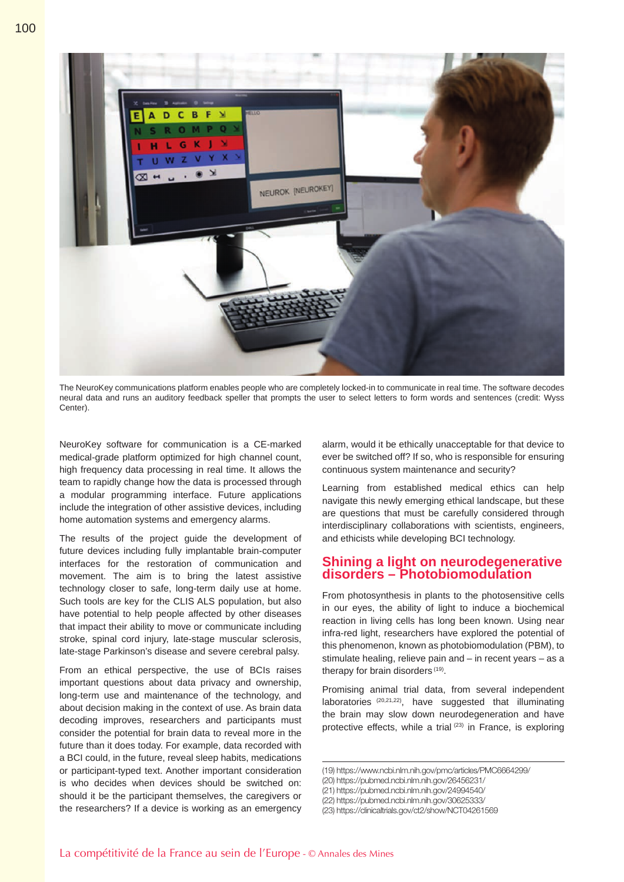The NeuroKey communications platform enables people who are completely locked-in to communicate in real time. The software decodes neural data and runs an auditory feedback speller that prompts the user to select letters to form words and sentences (credit: Wyss Center).

NeuroKey software for communication is a CE-marked medical-grade platform optimized for high channel count, high frequency data processing in real time. It allows the team to rapidly change how the data is processed through a modular programming interface. Future applications include the integration of other assistive devices, including home automation systems and emergency alarms.

The results of the project guide the development of future devices including fully implantable brain-computer interfaces for the restoration of communication and movement. The aim is to bring the latest assistive technology closer to safe, long-term daily use at home. Such tools are key for the CLIS ALS population, but also have potential to help people affected by other diseases that impact their ability to move or communicate including stroke, spinal cord injury, late-stage muscular sclerosis, late-stage Parkinson's disease and severe cerebral palsy.

From an ethical perspective, the use of BCIs raises important questions about data privacy and ownership, long-term use and maintenance of the technology, and about decision making in the context of use. As brain data decoding improves, researchers and participants must consider the potential for brain data to reveal more in the future than it does today. For example, data recorded with a BCI could, in the future, reveal sleep habits, medications or participant-typed text. Another important consideration is who decides when devices should be switched on: should it be the participant themselves, the caregivers or the researchers? If a device is working as an emergency alarm, would it be ethically unacceptable for that device to ever be switched off? If so, who is responsible for ensuring continuous system maintenance and security?

Learning from established medical ethics can help navigate this newly emerging ethical landscape, but these are questions that must be carefully considered through interdisciplinary collaborations with scientists, engineers, and ethicists while developing BCI technology.

## Shining a light on neurodegenerative disorders – Photobiomodulation

From photosynthesis in plants to the photosensitive cells in our eyes, the ability of light to induce a biochemical reaction in living cells has long been known. Using near infra-red light, researchers have explored the potential of this phenomenon, known as photobiomodulation (PBM), to stimulate healing, relieve pain and – in recent years – as a therapy for brain disorders [19].

Promising animal trial data, from several independent laboratories [20,21,22], have suggested that illuminating the brain may slow down neurodegeneration and have protective effects, while a trial [23] in France, is exploring

(19) https://www.ncbi.nlm.nih.gov/pmc/articles/PMC6664299/
(20) https://pubmed.ncbi.nlm.nih.gov/26456231/
(21) https://pubmed.ncbi.nlm.nih.gov/24994540/
(22) https://pubmed.ncbi.nlm.nih.gov/30625333/
(23) https://clinicaltrials.gov/ct2/show/NCT04261569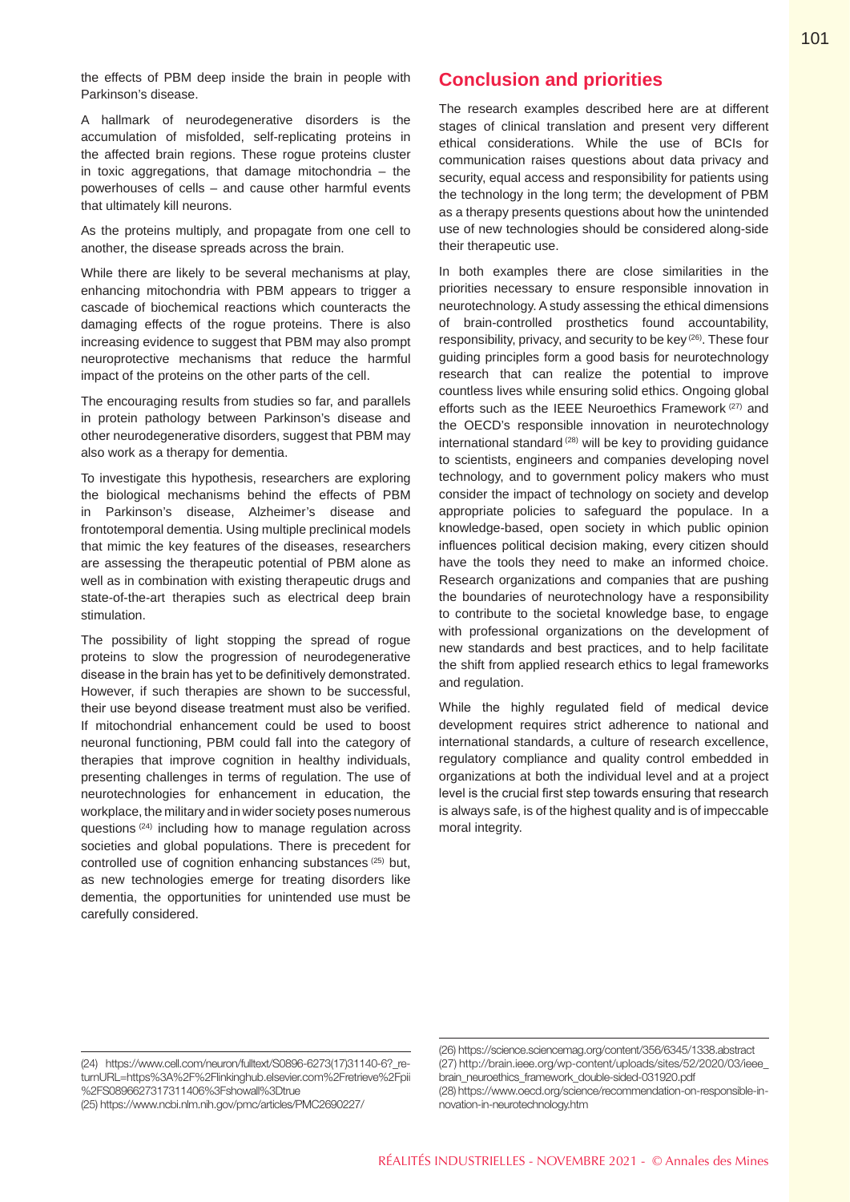the effects of PBM deep inside the brain in people with Parkinson's disease.

A hallmark of neurodegenerative disorders is the accumulation of misfolded, self-replicating proteins in the affected brain regions. These rogue proteins cluster in toxic aggregations, that damage mitochondria – the powerhouses of cells – and cause other harmful events that ultimately kill neurons.

As the proteins multiply, and propagate from one cell to another, the disease spreads across the brain.

While there are likely to be several mechanisms at play, enhancing mitochondria with PBM appears to trigger a cascade of biochemical reactions which counteracts the damaging effects of the rogue proteins. There is also increasing evidence to suggest that PBM may also prompt neuroprotective mechanisms that reduce the harmful impact of the proteins on the other parts of the cell.

The encouraging results from studies so far, and parallels in protein pathology between Parkinson's disease and other neurodegenerative disorders, suggest that PBM may also work as a therapy for dementia.

To investigate this hypothesis, researchers are exploring the biological mechanisms behind the effects of PBM in Parkinson's disease, Alzheimer's disease and frontotemporal dementia. Using multiple preclinical models that mimic the key features of the diseases, researchers are assessing the therapeutic potential of PBM alone as well as in combination with existing therapeutic drugs and state-of-the-art therapies such as electrical deep brain stimulation.

The possibility of light stopping the spread of rogue proteins to slow the progression of neurodegenerative disease in the brain has yet to be definitively demonstrated. However, if such therapies are shown to be successful, their use beyond disease treatment must also be verified. If mitochondrial enhancement could be used to boost neuronal functioning, PBM could fall into the category of therapies that improve cognition in healthy individuals, presenting challenges in terms of regulation. The use of neurotechnologies for enhancement in education, the workplace, the military and in wider society poses numerous questions [24] including how to manage regulation across societies and global populations. There is precedent for controlled use of cognition enhancing substances [25] but, as new technologies emerge for treating disorders like dementia, the opportunities for unintended use must be carefully considered.

## Conclusion and priorities

The research examples described here are at different stages of clinical translation and present very different ethical considerations. While the use of BCIs for communication raises questions about data privacy and security, equal access and responsibility for patients using the technology in the long term; the development of PBM as a therapy presents questions about how the unintended use of new technologies should be considered along-side their therapeutic use.

In both examples there are close similarities in the priorities necessary to ensure responsible innovation in neurotechnology. A study assessing the ethical dimensions of brain-controlled prosthetics found accountability, responsibility, privacy, and security to be key [26]. These four guiding principles form a good basis for neurotechnology research that can realize the potential to improve countless lives while ensuring solid ethics. Ongoing global efforts such as the IEEE Neuroethics Framework [27] and the OECD's responsible innovation in neurotechnology international standard [28] will be key to providing guidance to scientists, engineers and companies developing novel technology, and to government policy makers who must consider the impact of technology on society and develop appropriate policies to safeguard the populace. In a knowledge-based, open society in which public opinion influences political decision making, every citizen should have the tools they need to make an informed choice. Research organizations and companies that are pushing the boundaries of neurotechnology have a responsibility to contribute to the societal knowledge base, to engage with professional organizations on the development of new standards and best practices, and to help facilitate the shift from applied research ethics to legal frameworks and regulation.

While the highly regulated field of medical device development requires strict adherence to national and international standards, a culture of research excellence, regulatory compliance and quality control embedded in organizations at both the individual level and at a project level is the crucial first step towards ensuring that research is always safe, is of the highest quality and is of impeccable moral integrity.

---

(24) https://www.cell.com/neuron/fulltext/S0896-6273(17)31140-6?_returnURL=https%3A%2F%2Flinkinghub.elsevier.com%2Fretrieve%2Fpii%2FS0896627317311406%3Fshowall%3Dtrue

(25) https://www.ncbi.nlm.nih.gov/pmc/articles/PMC2690227/

(26) https://science.sciencemag.org/content/356/6345/1338.abstract

(27) http://brain.ieee.org/wp-content/uploads/sites/52/2020/03/ieee_brain_neuroethics_framework_double-sided-031920.pdf

(28) https://www.oecd.org/science/recommendation-on-responsible-innovation-in-neurotechnology.htm